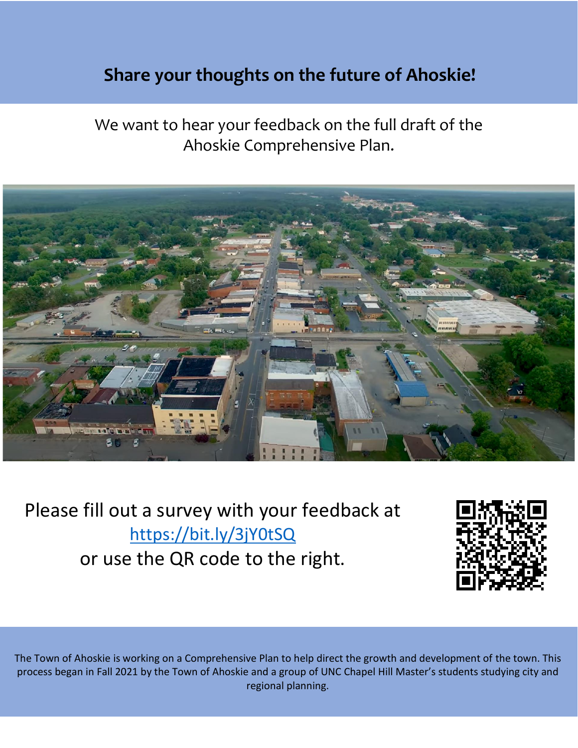## Share your thoughts on the future of Ahoskie!

We want to hear your feedback on the full draft of the Ahoskie Comprehensive Plan.

Please fill out a survey with your feedback at [https://bit.ly/3jY0tSQ](https://bit.ly/3jY0tSQ) or use the QR code to the right.

The Town of Ahoskie is working on a Comprehensive Plan to help direct the growth and development of the town. This process began in Fall 2021 by the Town of Ahoskie and a group of UNC Chapel Hill Master's students studying city and regional planning.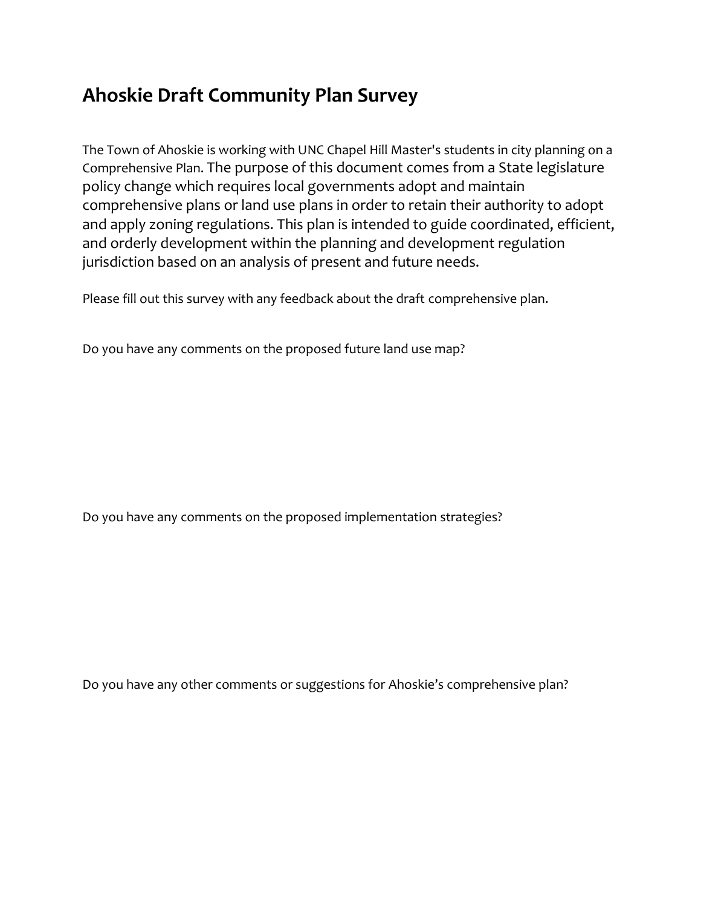# Ahoskie Draft Community Plan Survey

The Town of Ahoskie is working with UNC Chapel Hill Master's students in city planning on a Comprehensive Plan. The purpose of this document comes from a State legislature policy change which requires local governments adopt and maintain comprehensive plans or land use plans in order to retain their authority to adopt and apply zoning regulations. This plan is intended to guide coordinated, efficient, and orderly development within the planning and development regulation jurisdiction based on an analysis of present and future needs.

Please fill out this survey with any feedback about the draft comprehensive plan.

Do you have any comments on the proposed future land use map?

Do you have any comments on the proposed implementation strategies?

Do you have any other comments or suggestions for Ahoskie's comprehensive plan?